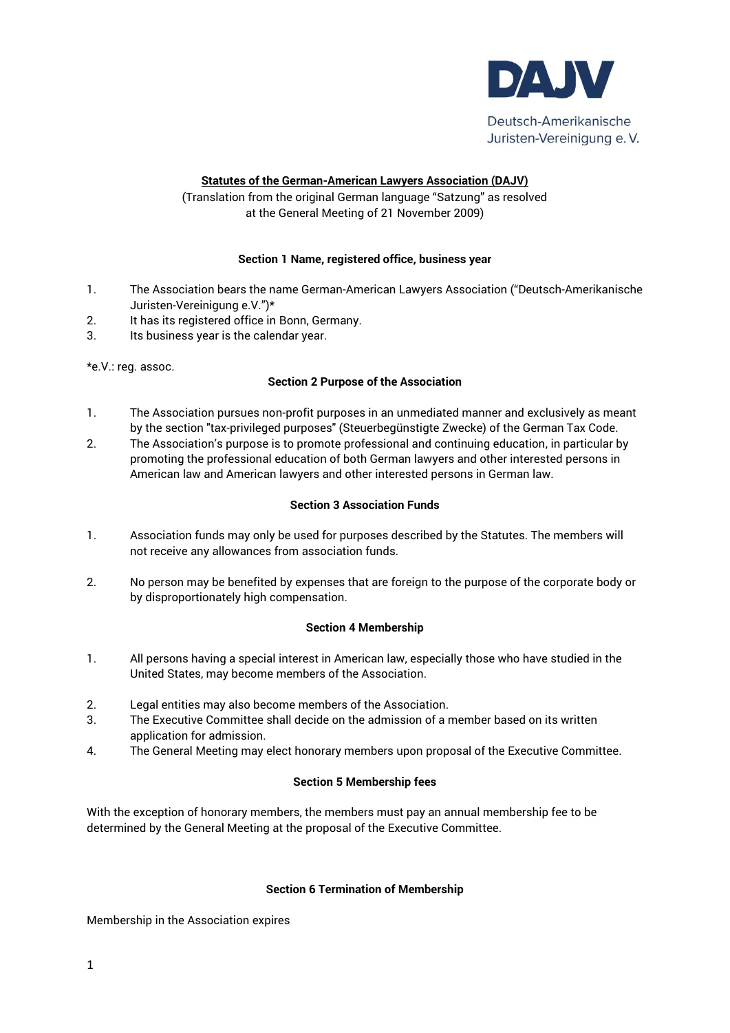DAJV

Deutsch-Amerikanische Juristen-Vereinigung e. V.

# Statutes of the German-American Lawyers Association (DAJV)

(Translation from the original German language "Satzung" as resolved at the General Meeting of 21 November 2009)

## Section 1 Name, registered office, business year

1. The Association bears the name German-American Lawyers Association ("Deutsch-Amerikanische Juristen-Vereinigung e.V.")*
2. It has its registered office in Bonn, Germany.
3. Its business year is the calendar year.

*e.V.: reg. assoc.

## Section 2 Purpose of the Association

1. The Association pursues non-profit purposes in an unmediated manner and exclusively as meant by the section "tax-privileged purposes" (Steuerbegünstigte Zwecke) of the German Tax Code.
2. The Association's purpose is to promote professional and continuing education, in particular by promoting the professional education of both German lawyers and other interested persons in American law and American lawyers and other interested persons in German law.

## Section 3 Association Funds

1. Association funds may only be used for purposes described by the Statutes. The members will not receive any allowances from association funds.

2. No person may be benefited by expenses that are foreign to the purpose of the corporate body or by disproportionately high compensation.

## Section 4 Membership

1. All persons having a special interest in American law, especially those who have studied in the United States, may become members of the Association.

2. Legal entities may also become members of the Association.
3. The Executive Committee shall decide on the admission of a member based on its written application for admission.
4. The General Meeting may elect honorary members upon proposal of the Executive Committee.

## Section 5 Membership fees

With the exception of honorary members, the members must pay an annual membership fee to be determined by the General Meeting at the proposal of the Executive Committee.

## Section 6 Termination of Membership

Membership in the Association expires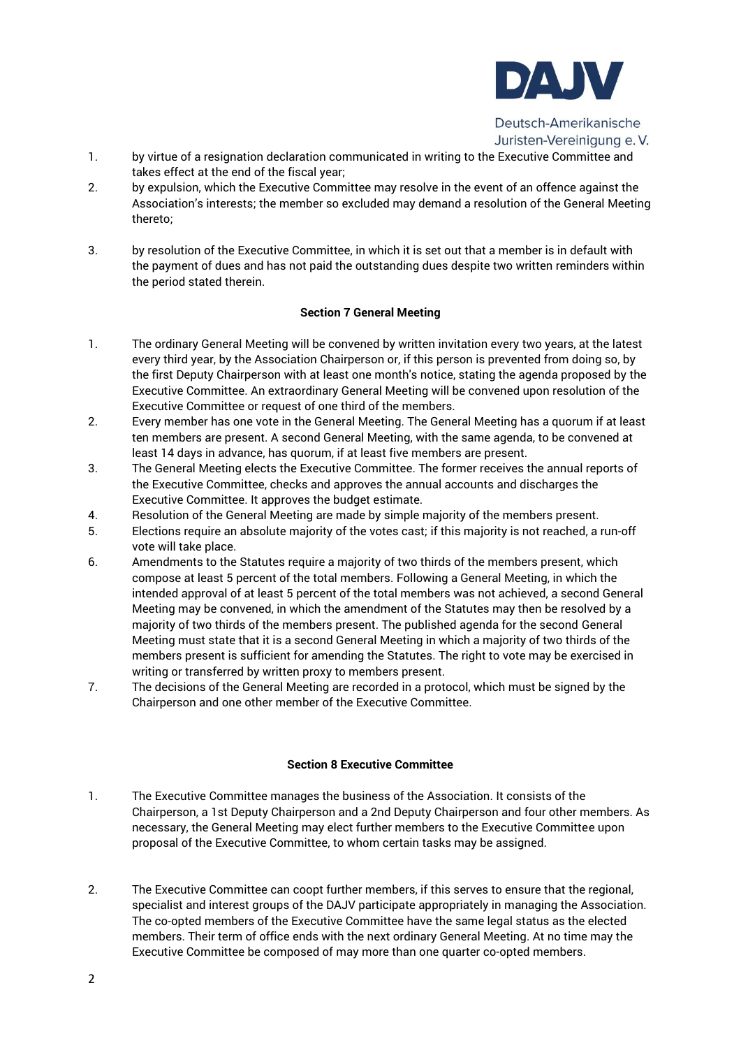1. by virtue of a resignation declaration communicated in writing to the Executive Committee and takes effect at the end of the fiscal year;
2. by expulsion, which the Executive Committee may resolve in the event of an offence against the Association's interests; the member so excluded may demand a resolution of the General Meeting thereto;
3. by resolution of the Executive Committee, in which it is set out that a member is in default with the payment of dues and has not paid the outstanding dues despite two written reminders within the period stated therein.

**Section 7 General Meeting**

1. The ordinary General Meeting will be convened by written invitation every two years, at the latest every third year, by the Association Chairperson or, if this person is prevented from doing so, by the first Deputy Chairperson with at least one month's notice, stating the agenda proposed by the Executive Committee. An extraordinary General Meeting will be convened upon resolution of the Executive Committee or request of one third of the members.
2. Every member has one vote in the General Meeting. The General Meeting has a quorum if at least ten members are present. A second General Meeting, with the same agenda, to be convened at least 14 days in advance, has quorum, if at least five members are present.
3. The General Meeting elects the Executive Committee. The former receives the annual reports of the Executive Committee, checks and approves the annual accounts and discharges the Executive Committee. It approves the budget estimate.
4. Resolution of the General Meeting are made by simple majority of the members present.
5. Elections require an absolute majority of the votes cast; if this majority is not reached, a run-off vote will take place.
6. Amendments to the Statutes require a majority of two thirds of the members present, which compose at least 5 percent of the total members. Following a General Meeting, in which the intended approval of at least 5 percent of the total members was not achieved, a second General Meeting may be convened, in which the amendment of the Statutes may then be resolved by a majority of two thirds of the members present. The published agenda for the second General Meeting must state that it is a second General Meeting in which a majority of two thirds of the members present is sufficient for amending the Statutes. The right to vote may be exercised in writing or transferred by written proxy to members present.
7. The decisions of the General Meeting are recorded in a protocol, which must be signed by the Chairperson and one other member of the Executive Committee.

**Section 8 Executive Committee**

1. The Executive Committee manages the business of the Association. It consists of the Chairperson, a 1st Deputy Chairperson and a 2nd Deputy Chairperson and four other members. As necessary, the General Meeting may elect further members to the Executive Committee upon proposal of the Executive Committee, to whom certain tasks may be assigned.
2. The Executive Committee can coopt further members, if this serves to ensure that the regional, specialist and interest groups of the DAJV participate appropriately in managing the Association. The co-opted members of the Executive Committee have the same legal status as the elected members. Their term of office ends with the next ordinary General Meeting. At no time may the Executive Committee be composed of may more than one quarter co-opted members.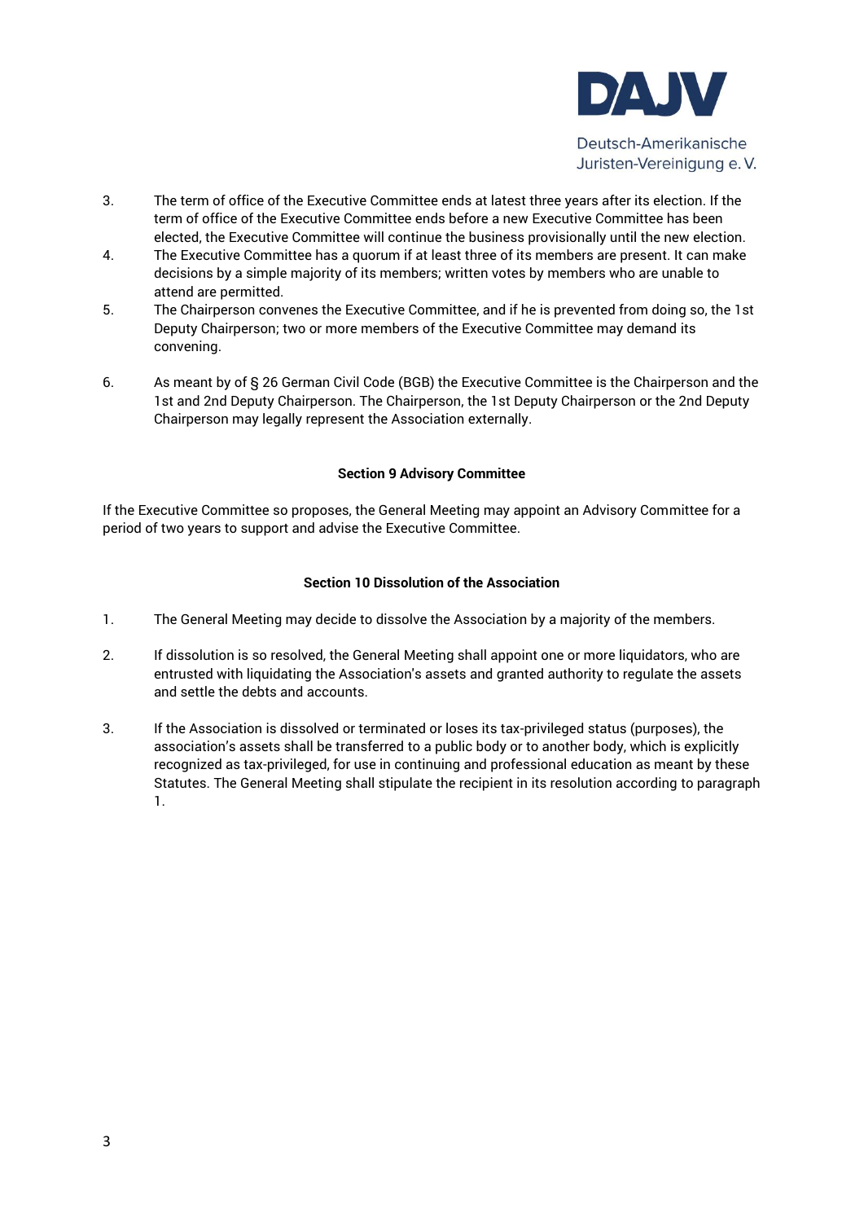3. The term of office of the Executive Committee ends at latest three years after its election. If the term of office of the Executive Committee ends before a new Executive Committee has been elected, the Executive Committee will continue the business provisionally until the new election.
4. The Executive Committee has a quorum if at least three of its members are present. It can make decisions by a simple majority of its members; written votes by members who are unable to attend are permitted.
5. The Chairperson convenes the Executive Committee, and if he is prevented from doing so, the 1st Deputy Chairperson; two or more members of the Executive Committee may demand its convening.
6. As meant by of § 26 German Civil Code (BGB) the Executive Committee is the Chairperson and the 1st and 2nd Deputy Chairperson. The Chairperson, the 1st Deputy Chairperson or the 2nd Deputy Chairperson may legally represent the Association externally.

### Section 9 Advisory Committee

If the Executive Committee so proposes, the General Meeting may appoint an Advisory Committee for a period of two years to support and advise the Executive Committee.

### Section 10 Dissolution of the Association

1. The General Meeting may decide to dissolve the Association by a majority of the members.
2. If dissolution is so resolved, the General Meeting shall appoint one or more liquidators, who are entrusted with liquidating the Association's assets and granted authority to regulate the assets and settle the debts and accounts.
3. If the Association is dissolved or terminated or loses its tax-privileged status (purposes), the association's assets shall be transferred to a public body or to another body, which is explicitly recognized as tax-privileged, for use in continuing and professional education as meant by these Statutes. The General Meeting shall stipulate the recipient in its resolution according to paragraph 1.